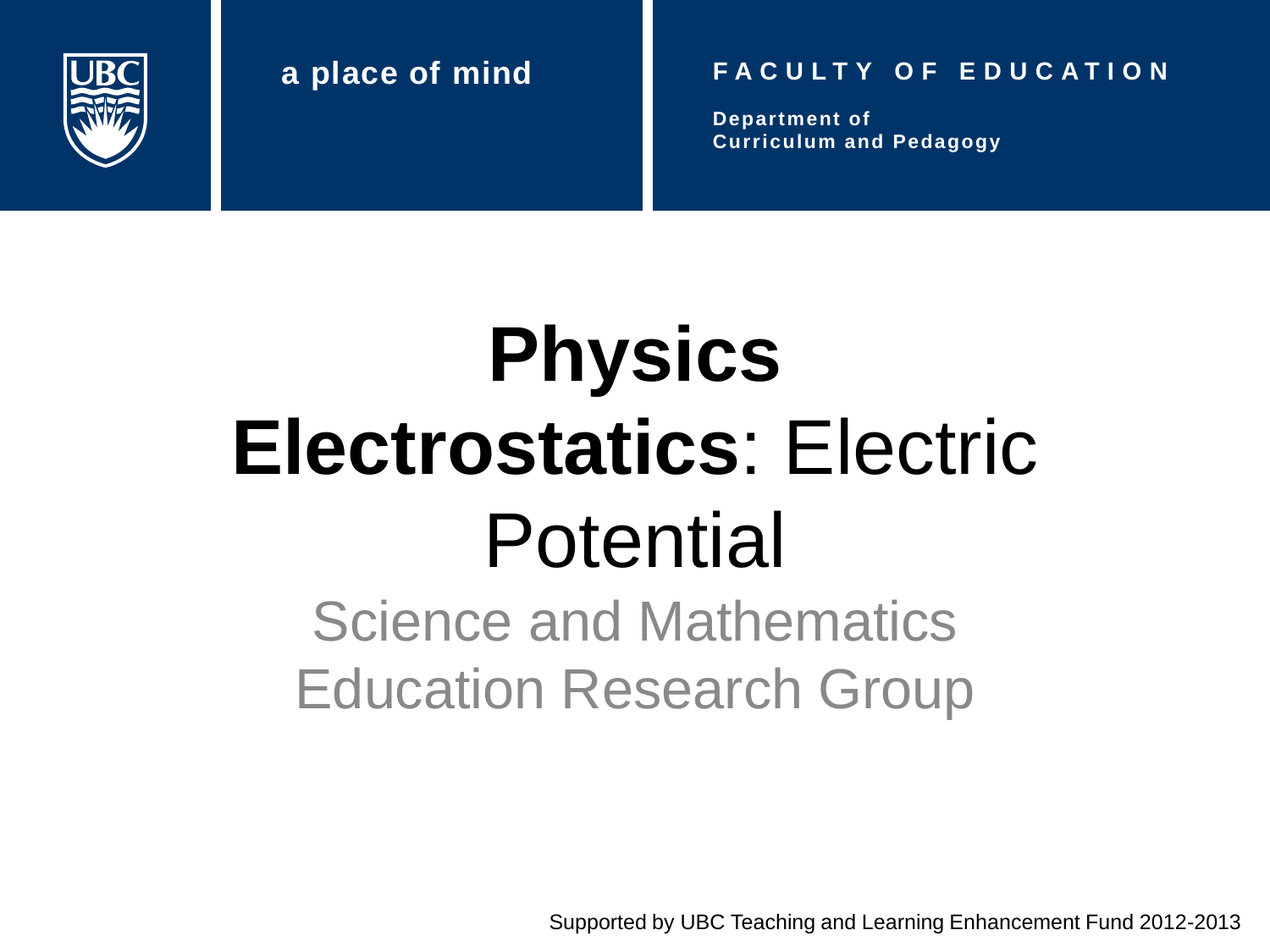a place of mind

FACULTY OF EDUCATION

Department of Curriculum and Pedagogy

# Physics
# **Electrostatics**: Electric Potential

## Science and Mathematics Education Research Group

Supported by UBC Teaching and Learning Enhancement Fund 2012-2013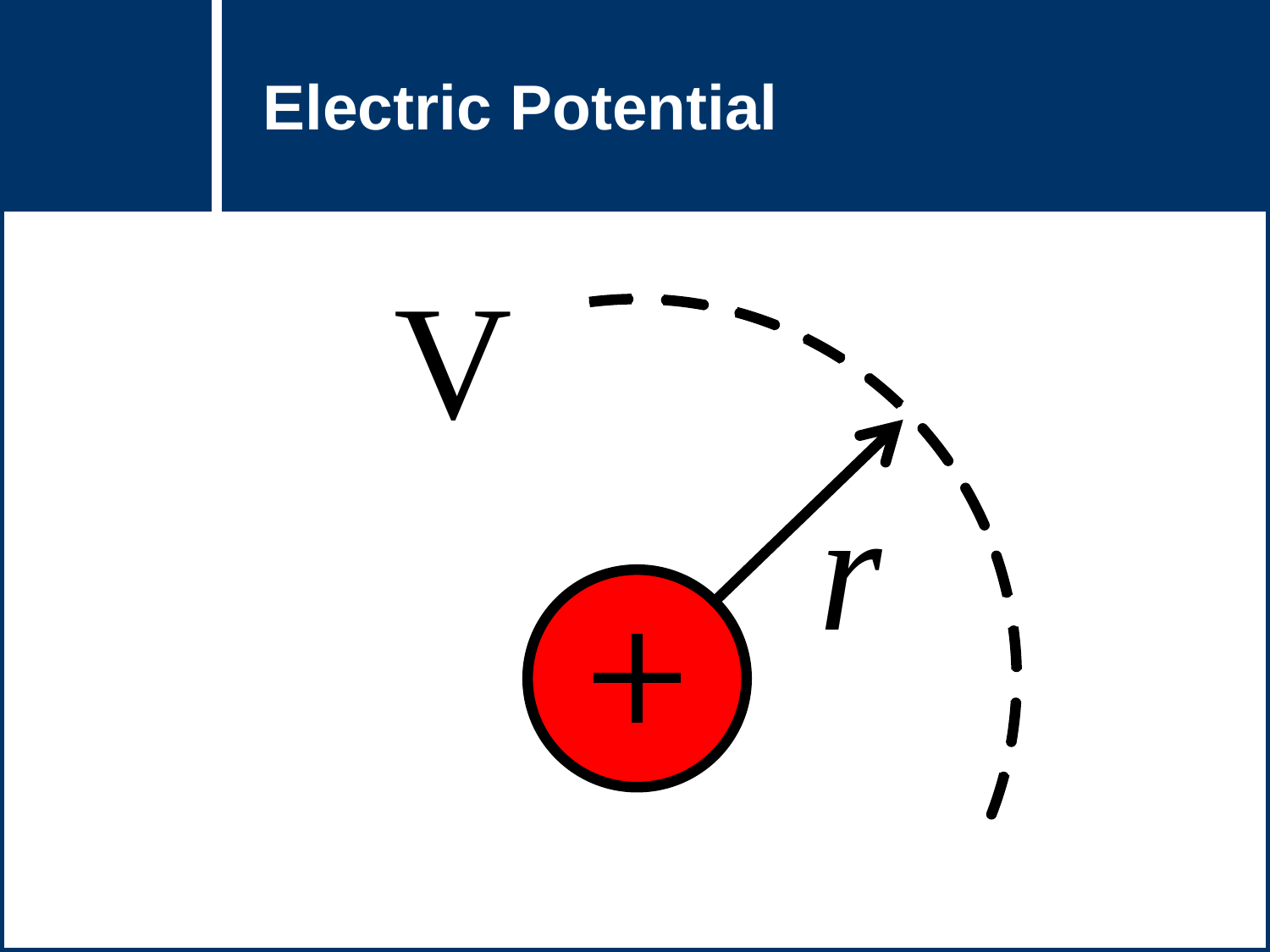# Electric Potential

V

$r$

+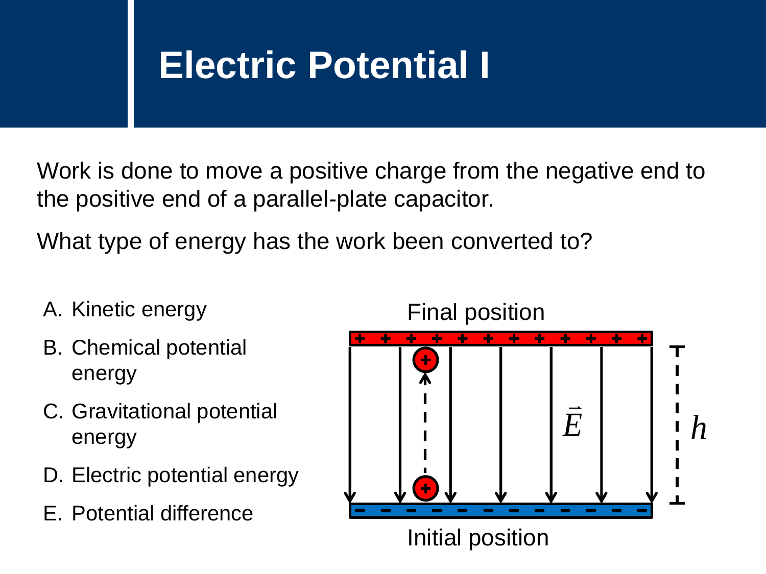# Electric Potential I

Work is done to move a positive charge from the negative end to the positive end of a parallel-plate capacitor.

What type of energy has the work been converted to?

A. Kinetic energy
B. Chemical potential energy
C. Gravitational potential energy
D. Electric potential energy
E. Potential difference

Final position

$\vec{E}$

$h$

Initial position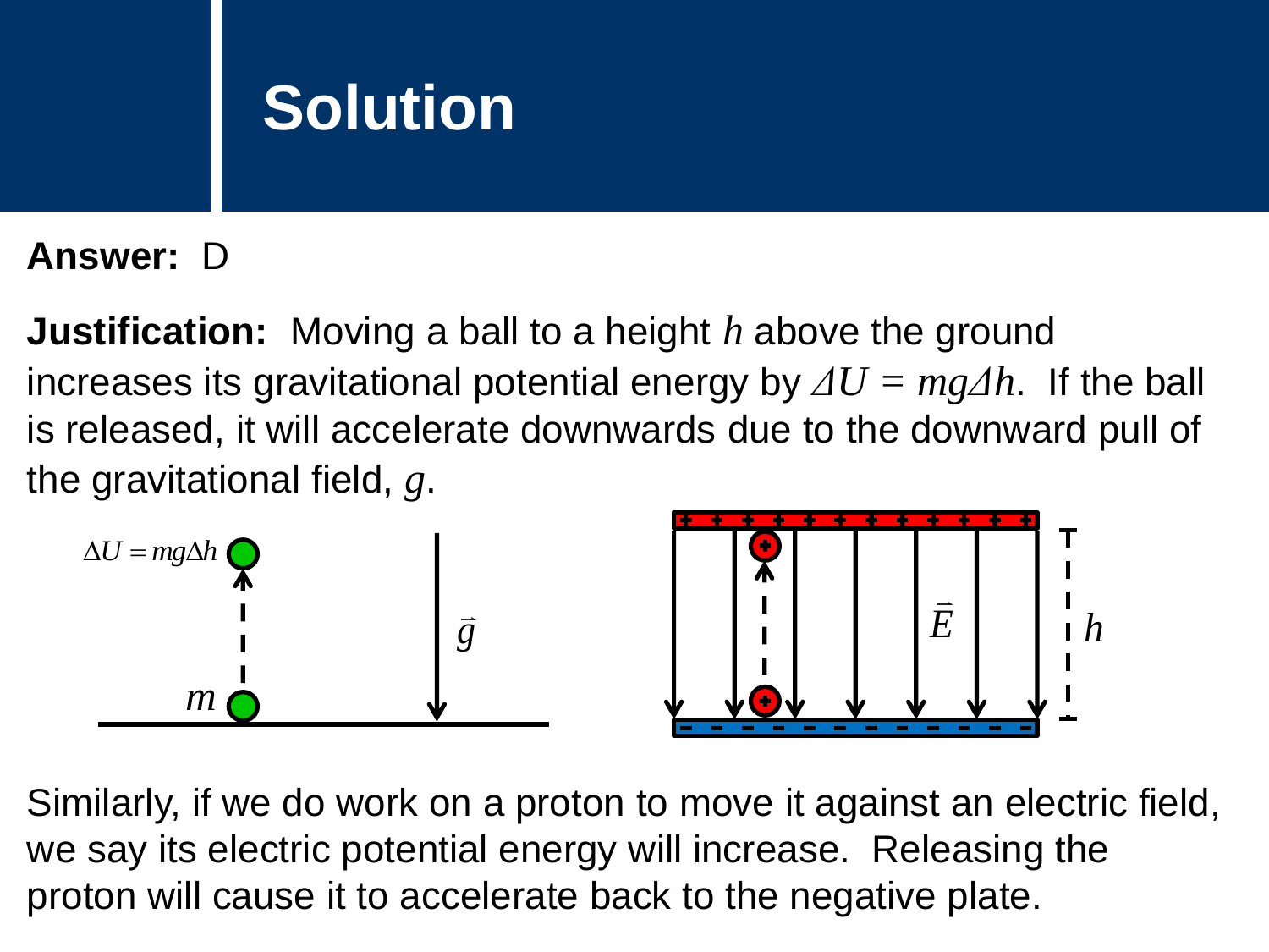# Solution

**Answer:** D

**Justification:** Moving a ball to a height $h$ above the ground increases its gravitational potential energy by $\Delta U = mg\Delta h$. If the ball is released, it will accelerate downwards due to the downward pull of the gravitational field, $g$.

Similarly, if we do work on a proton to move it against an electric field, we say its electric potential energy will increase. Releasing the proton will cause it to accelerate back to the negative plate.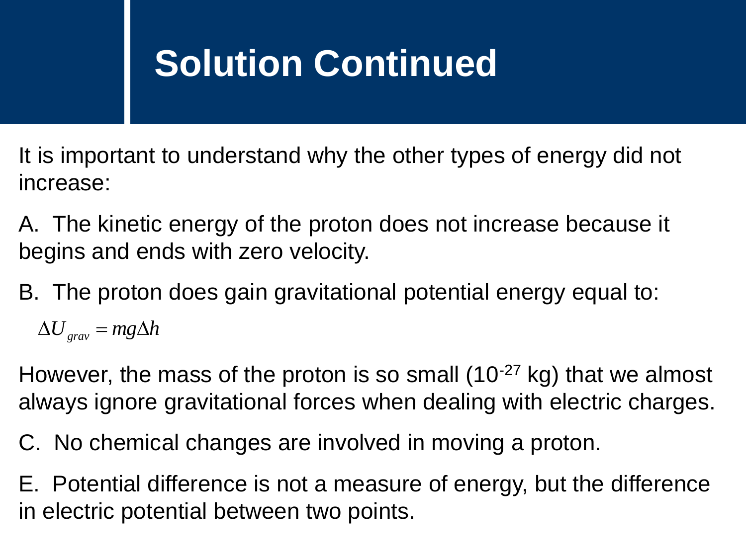# Solution Continued

It is important to understand why the other types of energy did not increase:

A. The kinetic energy of the proton does not increase because it begins and ends with zero velocity.

B. The proton does gain gravitational potential energy equal to:

$$\Delta U_{grav} = mg\Delta h$$

However, the mass of the proton is so small ($10^{-27}$ kg) that we almost always ignore gravitational forces when dealing with electric charges.

C. No chemical changes are involved in moving a proton.

E. Potential difference is not a measure of energy, but the difference in electric potential between two points.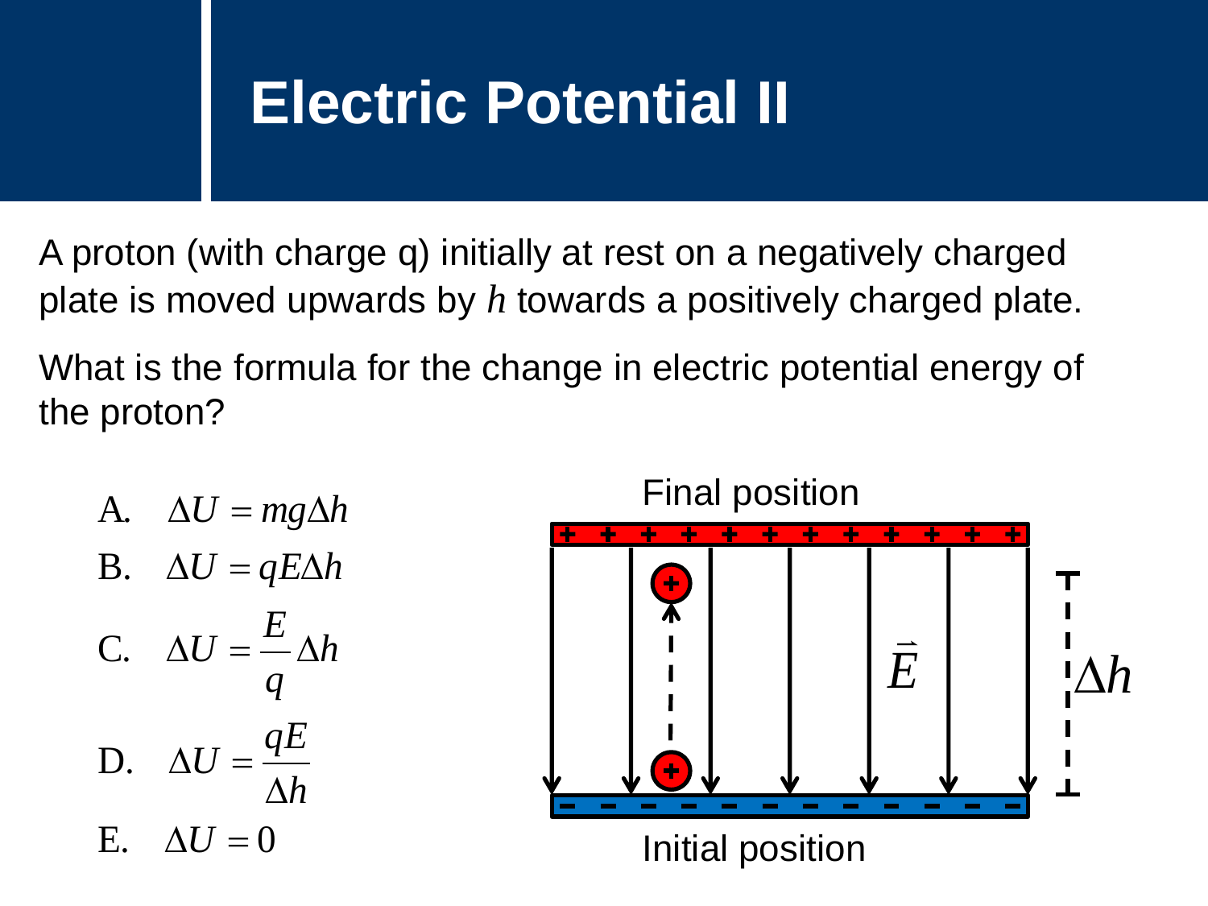# Electric Potential II

A proton (with charge q) initially at rest on a negatively charged plate is moved upwards by $h$ towards a positively charged plate.

What is the formula for the change in electric potential energy of the proton?

A. $\Delta U = mg\Delta h$

B. $\Delta U = qE\Delta h$

C. $\Delta U = \dfrac{E}{q}\Delta h$

D. $\Delta U = \dfrac{qE}{\Delta h}$

E. $\Delta U = 0$

Final position

$\vec{E}$

$\Delta h$

Initial position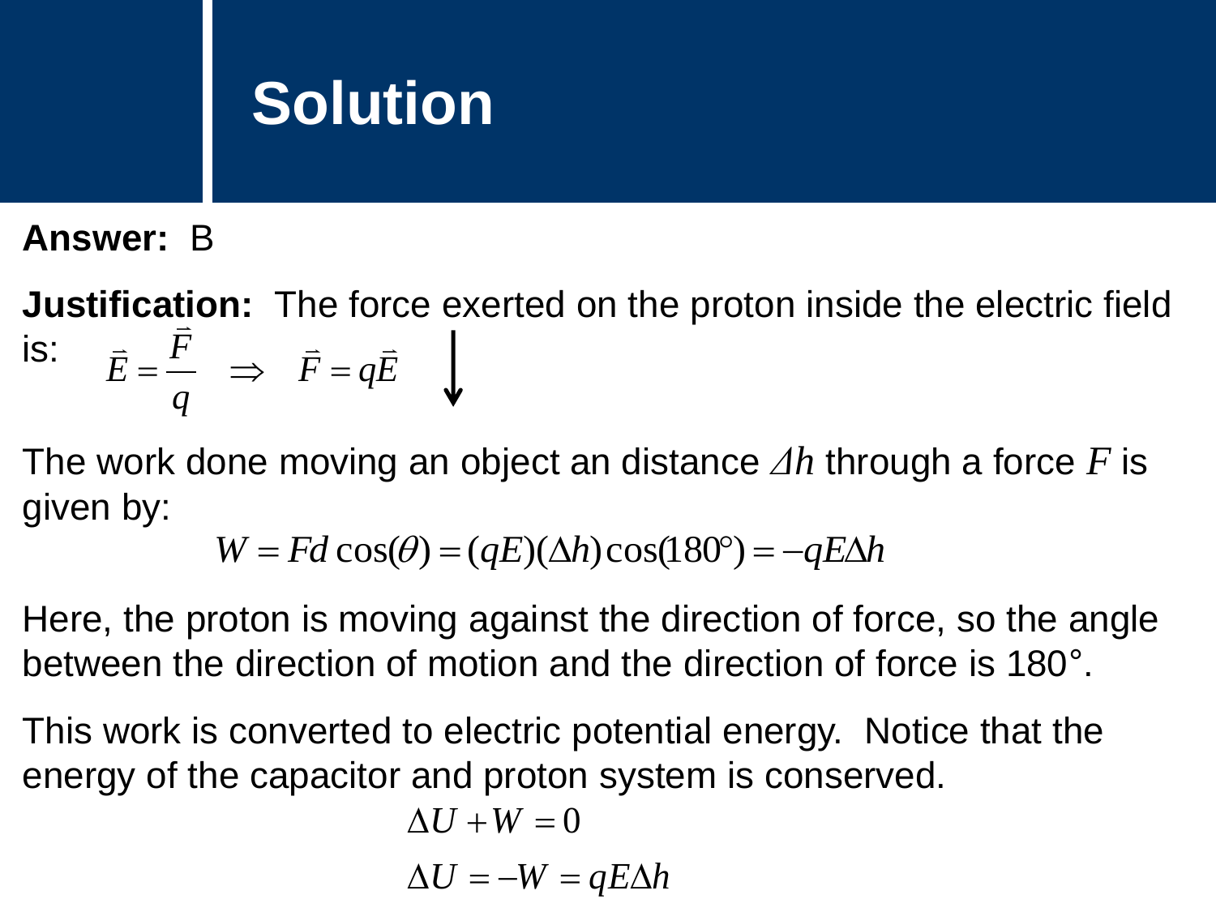# Solution

**Answer:** B

**Justification:** The force exerted on the proton inside the electric field is: $\vec{E} = \frac{\vec{F}}{q} \Rightarrow \vec{F} = q\vec{E}$ ↓

The work done moving an object an distance $\Delta h$ through a force $F$ is given by:

$$W = Fd\cos(\theta) = (qE)(\Delta h)\cos(180°) = -qE\Delta h$$

Here, the proton is moving against the direction of force, so the angle between the direction of motion and the direction of force is 180°.

This work is converted to electric potential energy. Notice that the energy of the capacitor and proton system is conserved.

$$\Delta U + W = 0$$

$$\Delta U = -W = qE\Delta h$$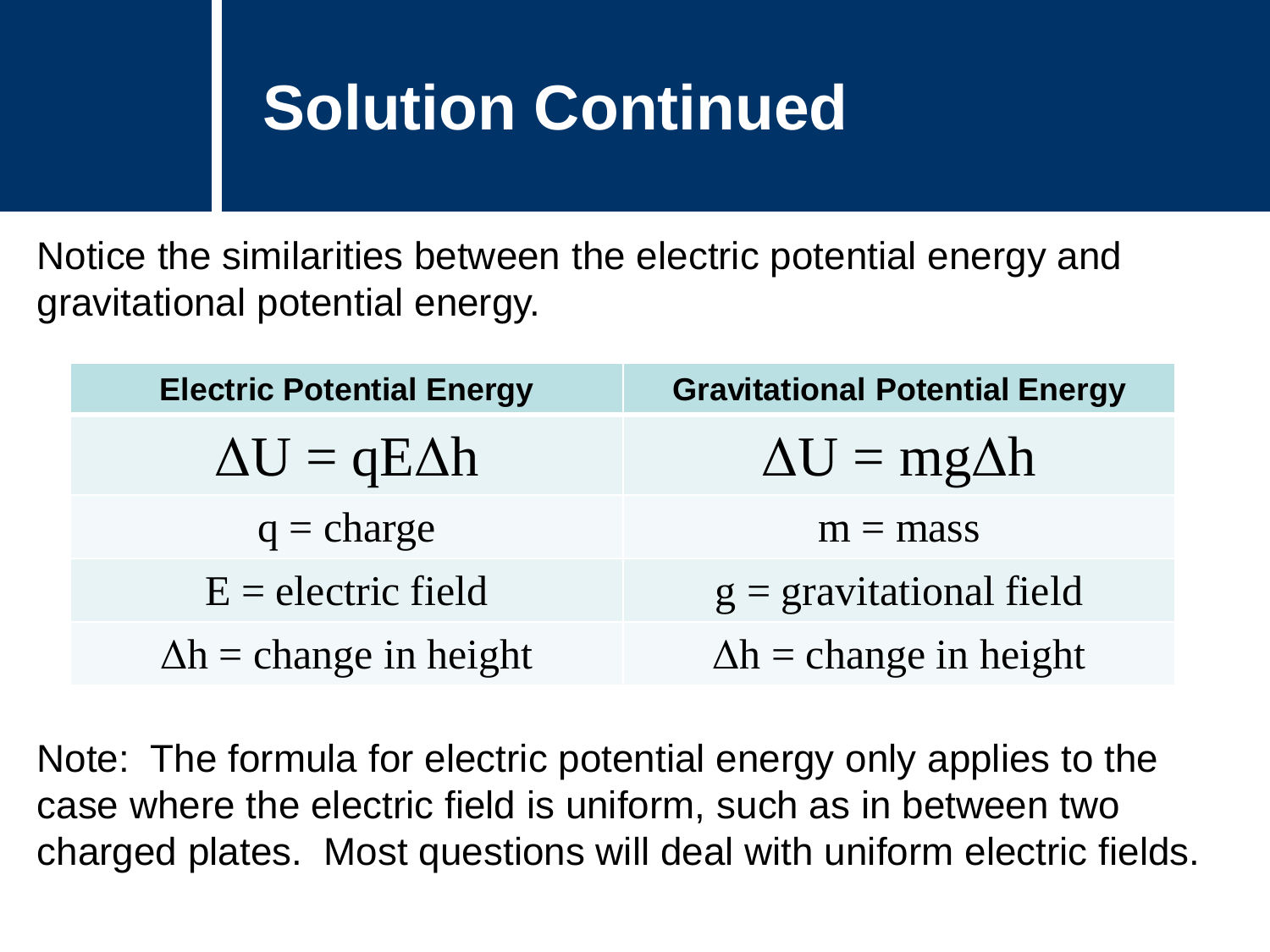# Solution Continued

Notice the similarities between the electric potential energy and gravitational potential energy.

| Electric Potential Energy | Gravitational Potential Energy |
|---|---|
| $\Delta U = qE\Delta h$ | $\Delta U = mg\Delta h$ |
| $q$ = charge | $m$ = mass |
| $E$ = electric field | $g$ = gravitational field |
| $\Delta h$ = change in height | $\Delta h$ = change in height |

Note: The formula for electric potential energy only applies to the case where the electric field is uniform, such as in between two charged plates. Most questions will deal with uniform electric fields.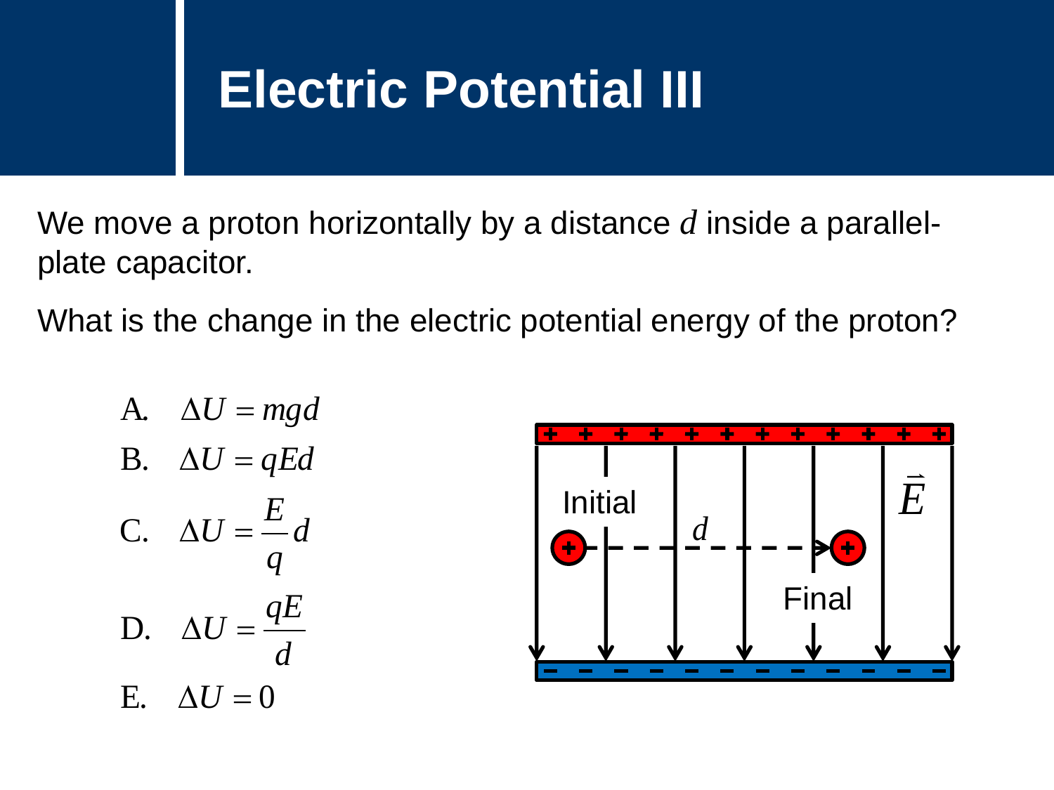# Electric Potential III

We move a proton horizontally by a distance $d$ inside a parallel-plate capacitor.

What is the change in the electric potential energy of the proton?

A. $\Delta U = mgd$

B. $\Delta U = qEd$

C. $\Delta U = \dfrac{E}{q}d$

D. $\Delta U = \dfrac{qE}{d}$

E. $\Delta U = 0$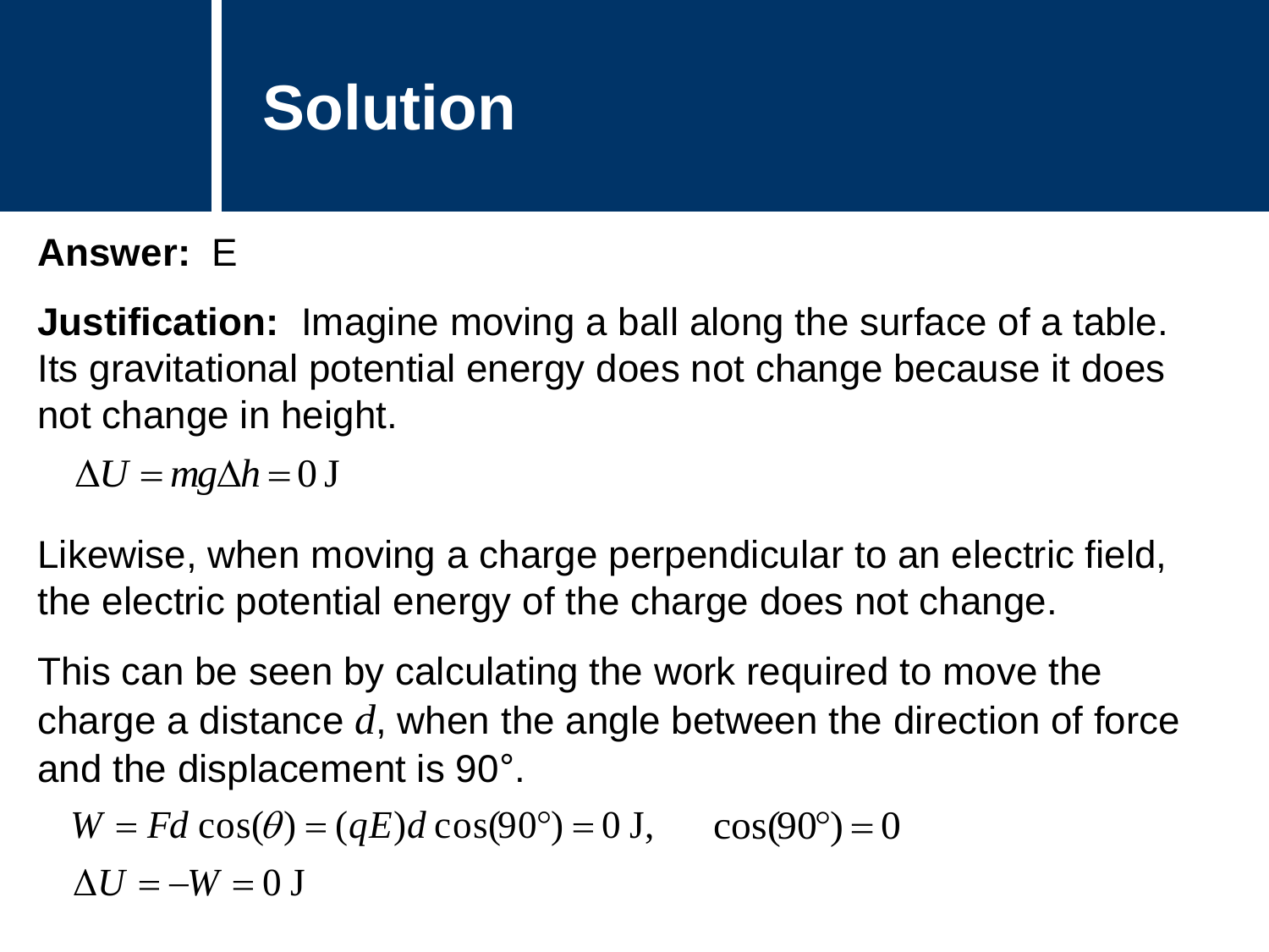# Solution

**Answer:** E

**Justification:** Imagine moving a ball along the surface of a table. Its gravitational potential energy does not change because it does not change in height.

$$\Delta U = mg\Delta h = 0\text{ J}$$

Likewise, when moving a charge perpendicular to an electric field, the electric potential energy of the charge does not change.

This can be seen by calculating the work required to move the charge a distance $d$, when the angle between the direction of force and the displacement is 90°.

$$W = Fd\cos(\theta) = (qE)d\cos(90°) = 0\text{ J}, \qquad \cos(90°) = 0$$

$$\Delta U = -W = 0\text{ J}$$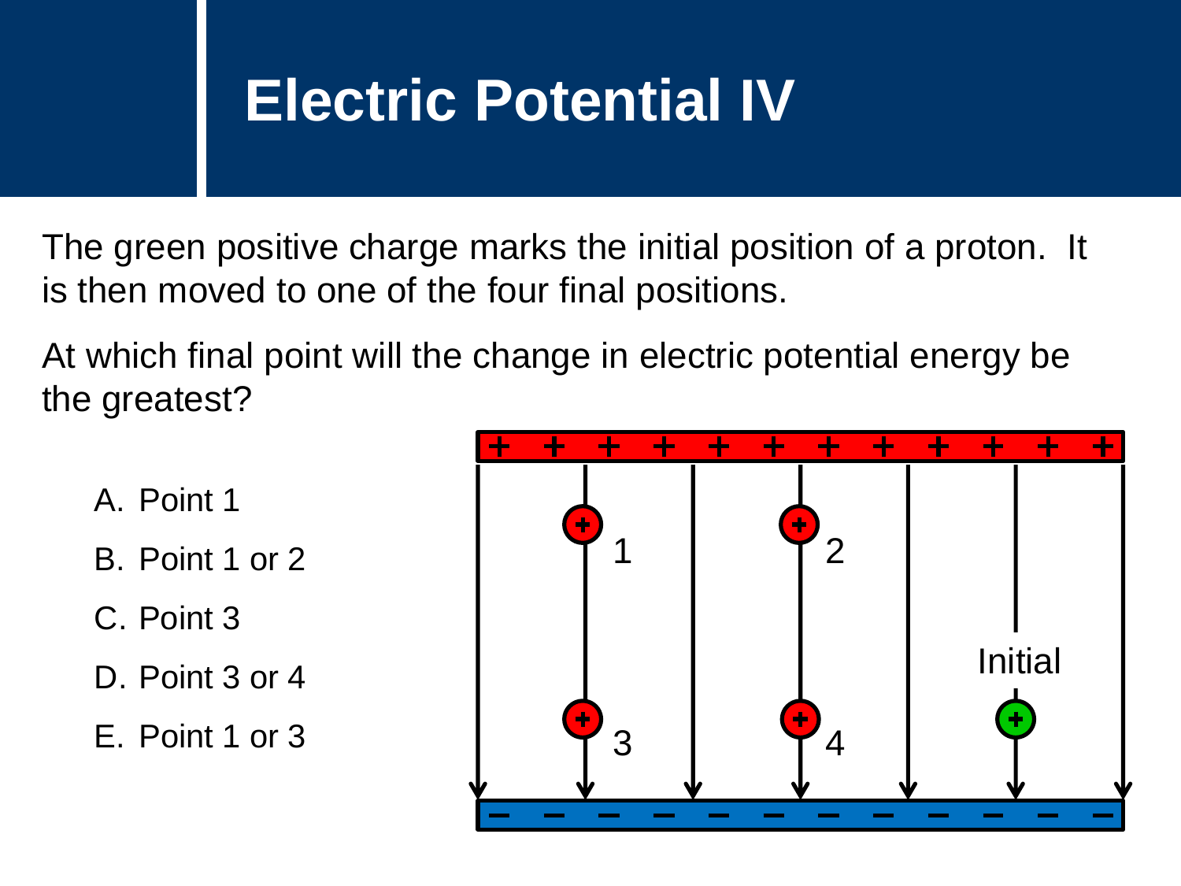# Electric Potential IV

The green positive charge marks the initial position of a proton. It is then moved to one of the four final positions.

At which final point will the change in electric potential energy be the greatest?

A. Point 1

B. Point 1 or 2

C. Point 3

D. Point 3 or 4

E. Point 1 or 3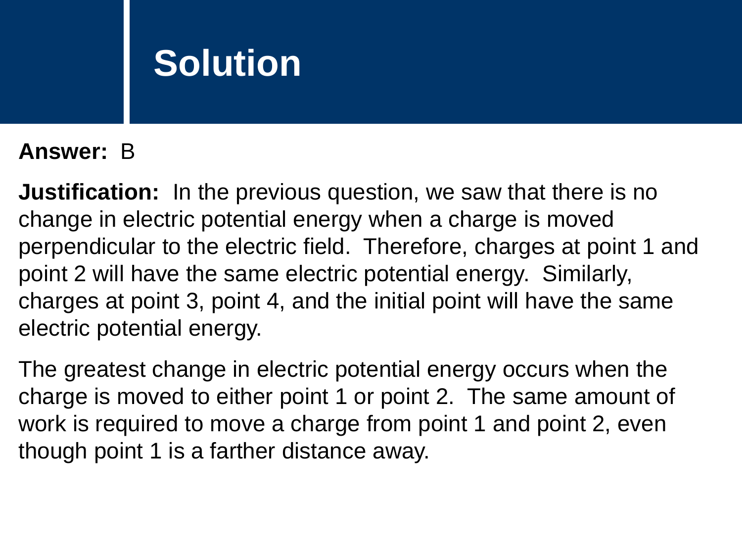# Solution

**Answer:** B

**Justification:** In the previous question, we saw that there is no change in electric potential energy when a charge is moved perpendicular to the electric field. Therefore, charges at point 1 and point 2 will have the same electric potential energy. Similarly, charges at point 3, point 4, and the initial point will have the same electric potential energy.

The greatest change in electric potential energy occurs when the charge is moved to either point 1 or point 2. The same amount of work is required to move a charge from point 1 and point 2, even though point 1 is a farther distance away.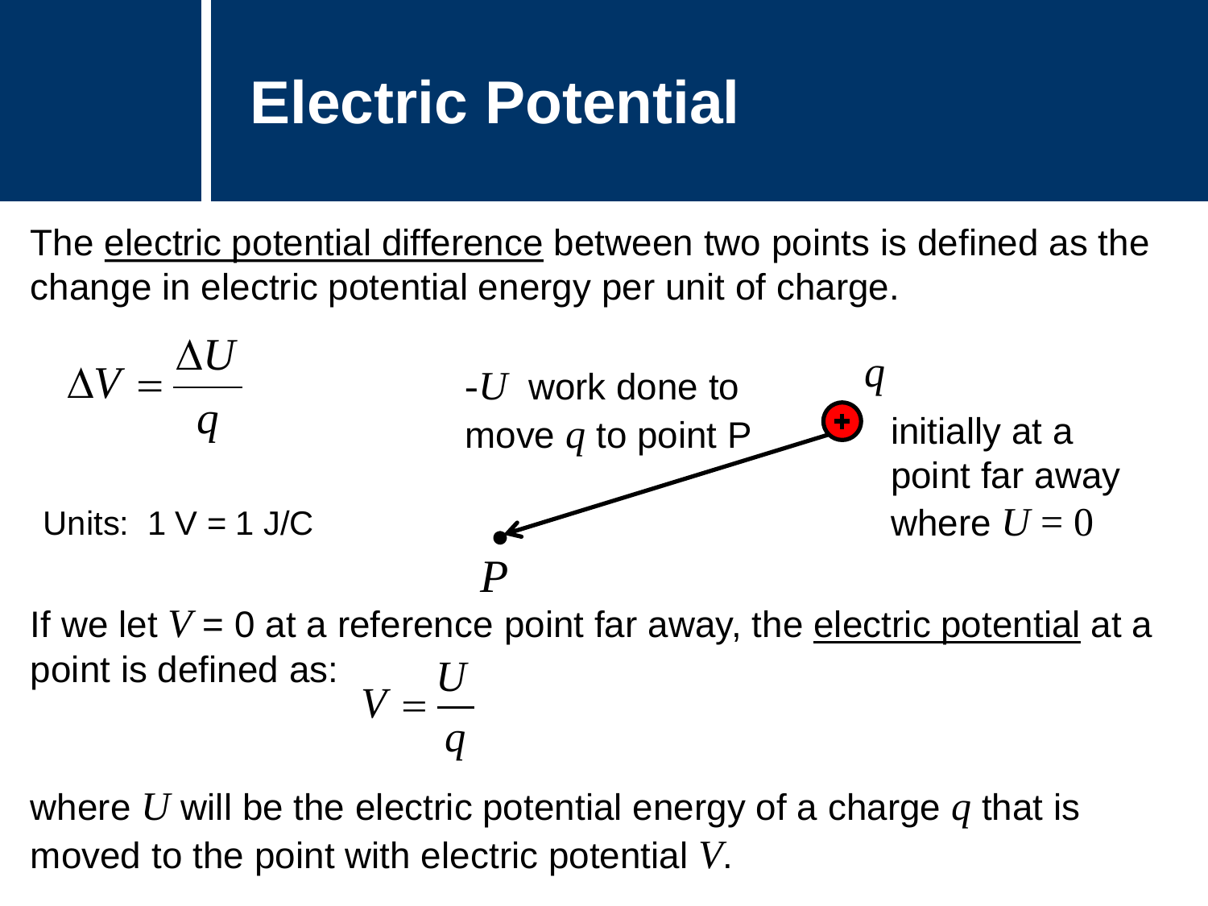# Electric Potential

The electric potential difference between two points is defined as the change in electric potential energy per unit of charge.

$$\Delta V = \frac{\Delta U}{q}$$

Units: 1 V = 1 J/C

-$U$ work done to move $q$ to point P

$q$ initially at a point far away where $U = 0$

$P$

If we let $V = 0$ at a reference point far away, the electric potential at a point is defined as:

$$V = \frac{U}{q}$$

where $U$ will be the electric potential energy of a charge $q$ that is moved to the point with electric potential $V$.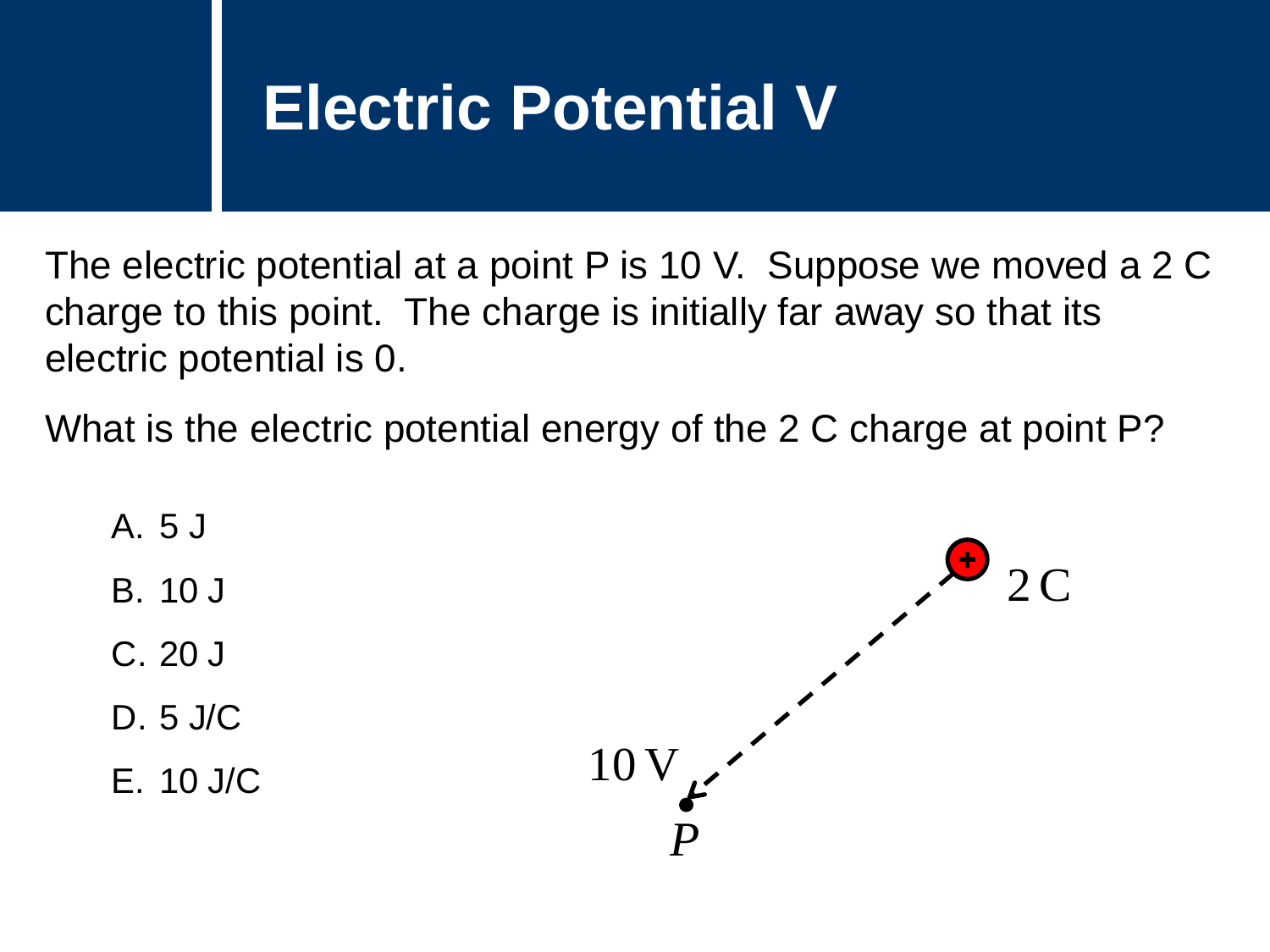# Electric Potential V

The electric potential at a point P is 10 V. Suppose we moved a 2 C charge to this point. The charge is initially far away so that its electric potential is 0.

What is the electric potential energy of the 2 C charge at point P?

A. 5 J
B. 10 J
C. 20 J
D. 5 J/C
E. 10 J/C

2 C

10 V

*P*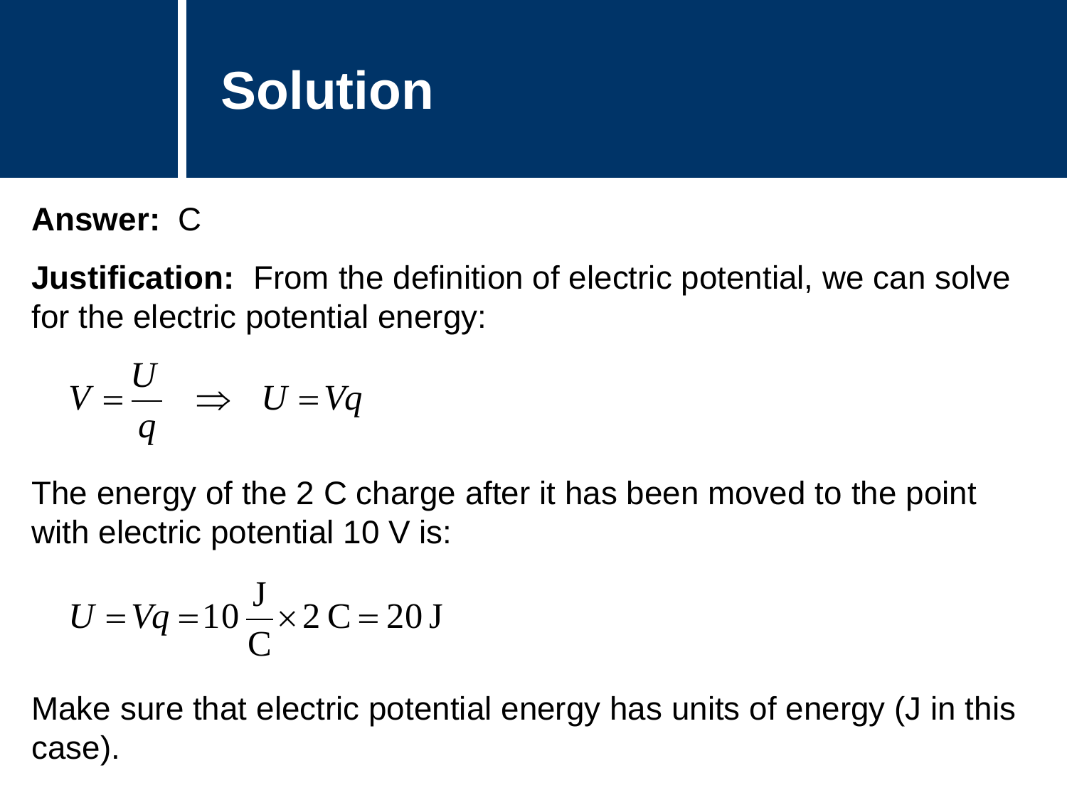# Solution

**Answer:** C

**Justification:** From the definition of electric potential, we can solve for the electric potential energy:

$$V = \frac{U}{q} \quad \Rightarrow \quad U = Vq$$

The energy of the 2 C charge after it has been moved to the point with electric potential 10 V is:

$$U = Vq = 10\,\frac{\text{J}}{\text{C}} \times 2\,\text{C} = 20\,\text{J}$$

Make sure that electric potential energy has units of energy (J in this case).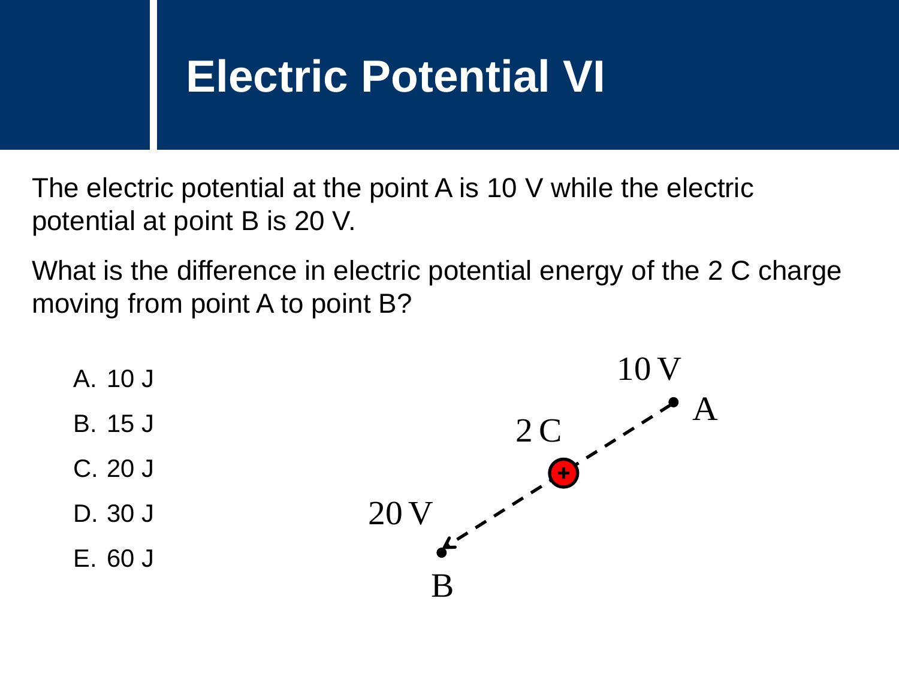# Electric Potential VI

The electric potential at the point A is 10 V while the electric potential at point B is 20 V.

What is the difference in electric potential energy of the 2 C charge moving from point A to point B?

A. 10 J
B. 15 J
C. 20 J
D. 30 J
E. 60 J

10 V

A

2 C

20 V

B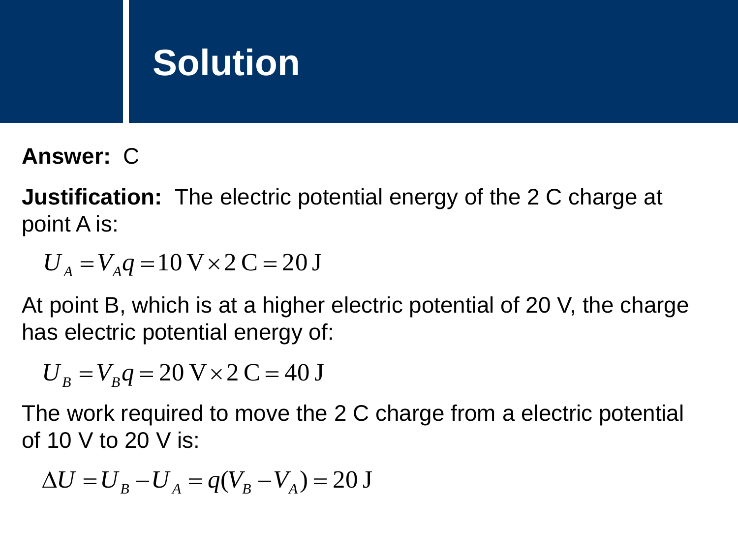# Solution

**Answer:** C

**Justification:** The electric potential energy of the 2 C charge at point A is:

$$U_A = V_A q = 10\,\text{V} \times 2\,\text{C} = 20\,\text{J}$$

At point B, which is at a higher electric potential of 20 V, the charge has electric potential energy of:

$$U_B = V_B q = 20\,\text{V} \times 2\,\text{C} = 40\,\text{J}$$

The work required to move the 2 C charge from a electric potential of 10 V to 20 V is:

$$\Delta U = U_B - U_A = q(V_B - V_A) = 20\,\text{J}$$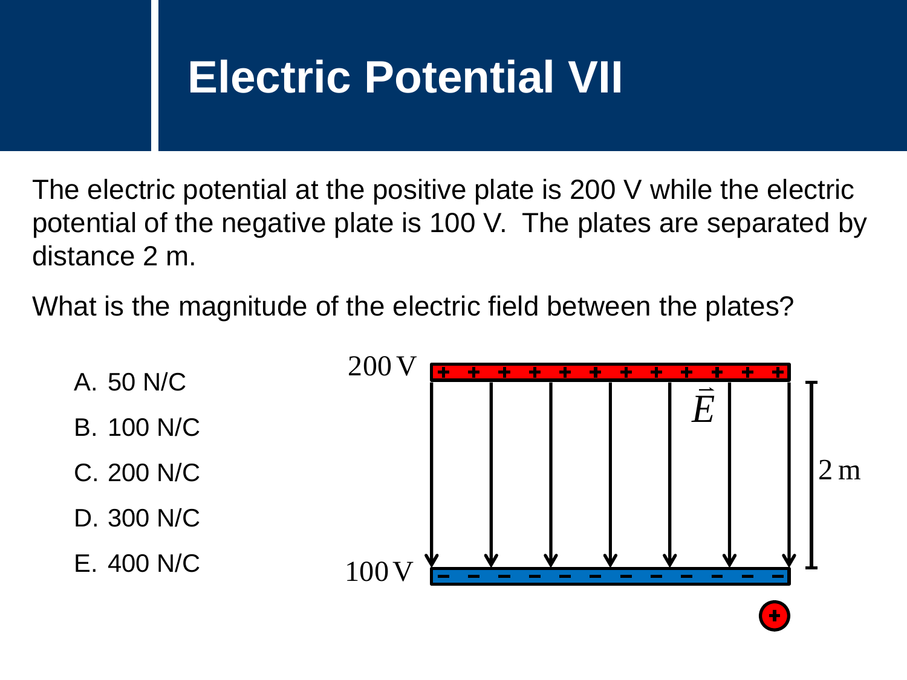# Electric Potential VII

The electric potential at the positive plate is 200 V while the electric potential of the negative plate is 100 V. The plates are separated by distance 2 m.

What is the magnitude of the electric field between the plates?

A. 50 N/C
B. 100 N/C
C. 200 N/C
D. 300 N/C
E. 400 N/C

200 V

$\vec{E}$

2 m

100 V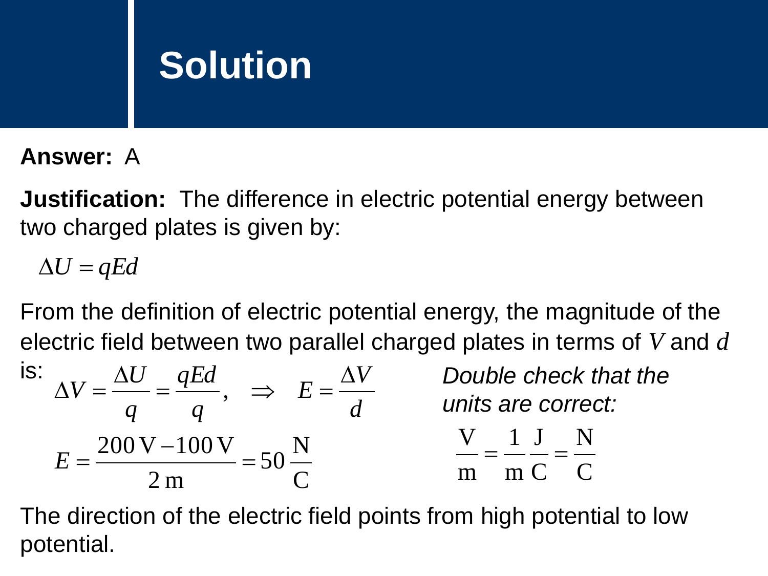# Solution

**Answer:** A

**Justification:** The difference in electric potential energy between two charged plates is given by:

$$\Delta U = qEd$$

From the definition of electric potential energy, the magnitude of the electric field between two parallel charged plates in terms of $V$ and $d$ is:

$$\Delta V = \frac{\Delta U}{q} = \frac{qEd}{q}, \quad \Rightarrow \quad E = \frac{\Delta V}{d}$$

$$E = \frac{200\,\text{V} - 100\,\text{V}}{2\,\text{m}} = 50\,\frac{\text{N}}{\text{C}}$$

*Double check that the units are correct:*

$$\frac{\text{V}}{\text{m}} = \frac{1}{\text{m}}\frac{\text{J}}{\text{C}} = \frac{\text{N}}{\text{C}}$$

The direction of the electric field points from high potential to low potential.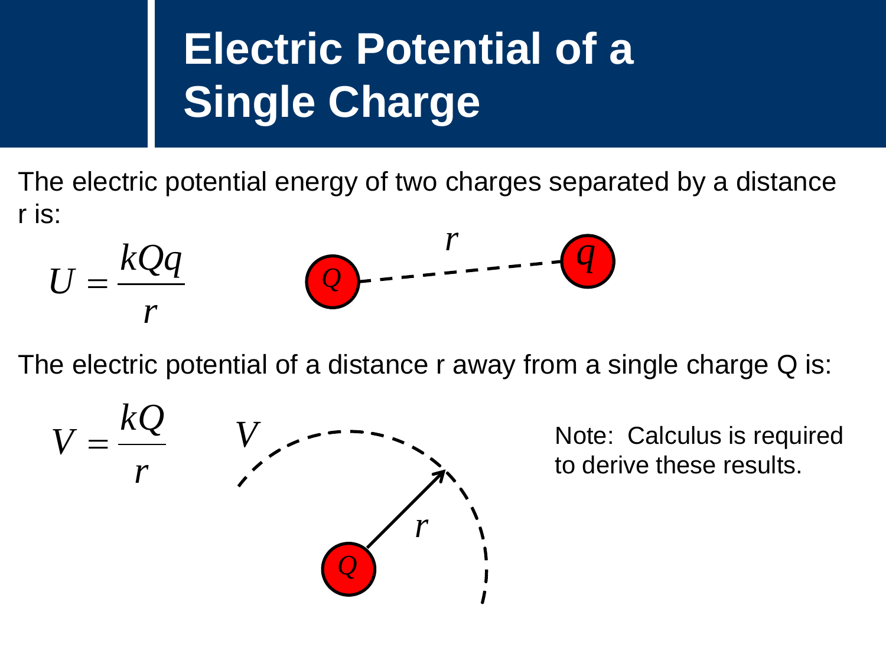# Electric Potential of a Single Charge

The electric potential energy of two charges separated by a distance r is:

$$U = \frac{kQq}{r}$$

The electric potential of a distance r away from a single charge Q is:

$$V = \frac{kQ}{r}$$

Note: Calculus is required to derive these results.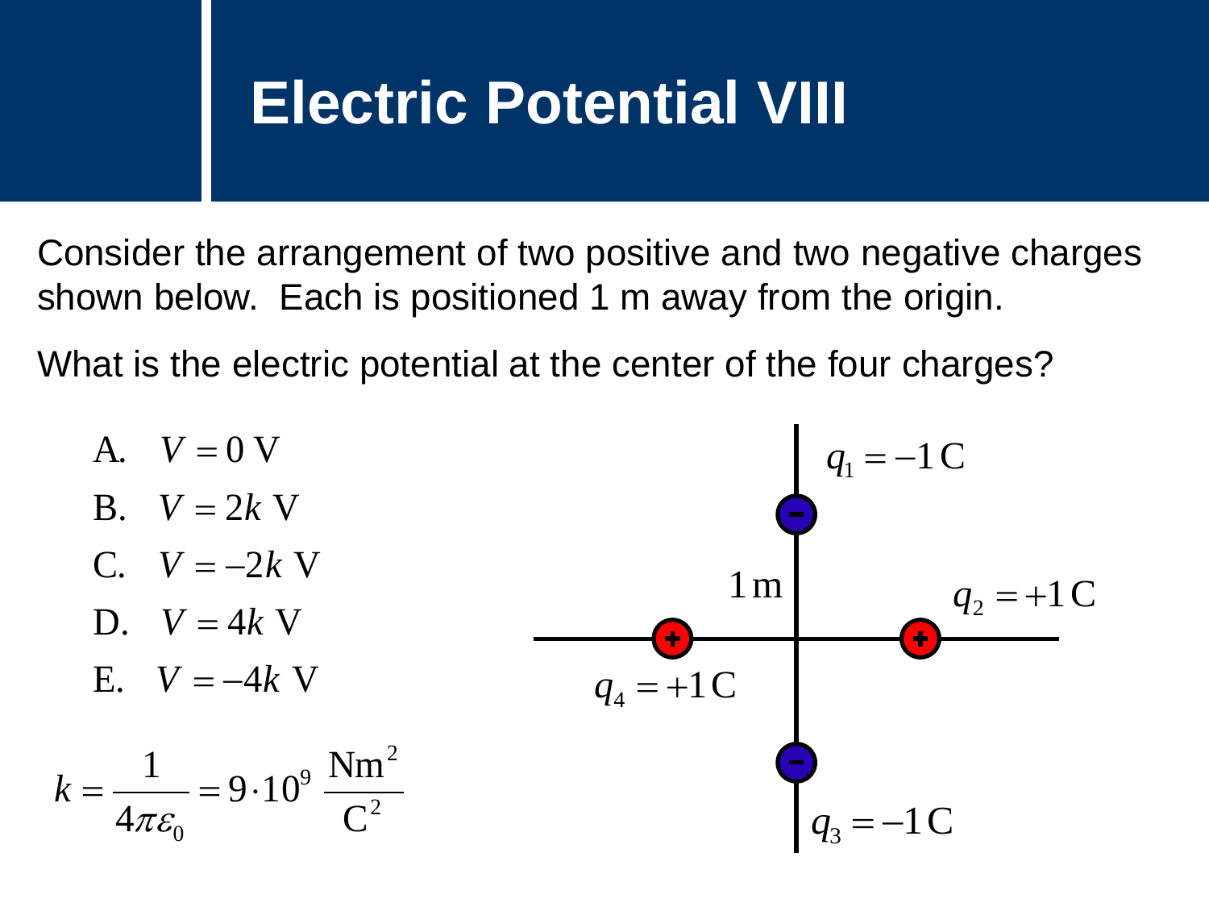# Electric Potential VIII

Consider the arrangement of two positive and two negative charges shown below. Each is positioned 1 m away from the origin.

What is the electric potential at the center of the four charges?

A. $V = 0 \text{ V}$

B. $V = 2k \text{ V}$

C. $V = -2k \text{ V}$

D. $V = 4k \text{ V}$

E. $V = -4k \text{ V}$

$$k = \frac{1}{4\pi\varepsilon_0} = 9 \cdot 10^9 \ \frac{\text{Nm}^2}{\text{C}^2}$$

$q_1 = -1\,\text{C}$

$1\,\text{m}$

$q_2 = +1\,\text{C}$

$q_4 = +1\,\text{C}$

$q_3 = -1\,\text{C}$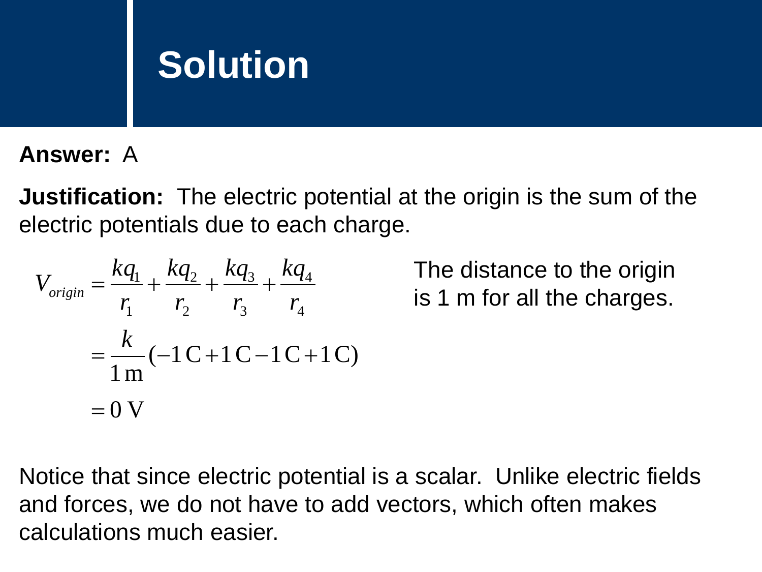# Solution

**Answer:** A

**Justification:** The electric potential at the origin is the sum of the electric potentials due to each charge.

$$
\begin{aligned}
V_{origin} &= \frac{kq_1}{r_1} + \frac{kq_2}{r_2} + \frac{kq_3}{r_3} + \frac{kq_4}{r_4} \\
&= \frac{k}{1\,\text{m}}(-1\,\text{C} + 1\,\text{C} - 1\,\text{C} + 1\,\text{C}) \\
&= 0\,\text{V}
\end{aligned}
$$

The distance to the origin is 1 m for all the charges.

Notice that since electric potential is a scalar. Unlike electric fields and forces, we do not have to add vectors, which often makes calculations much easier.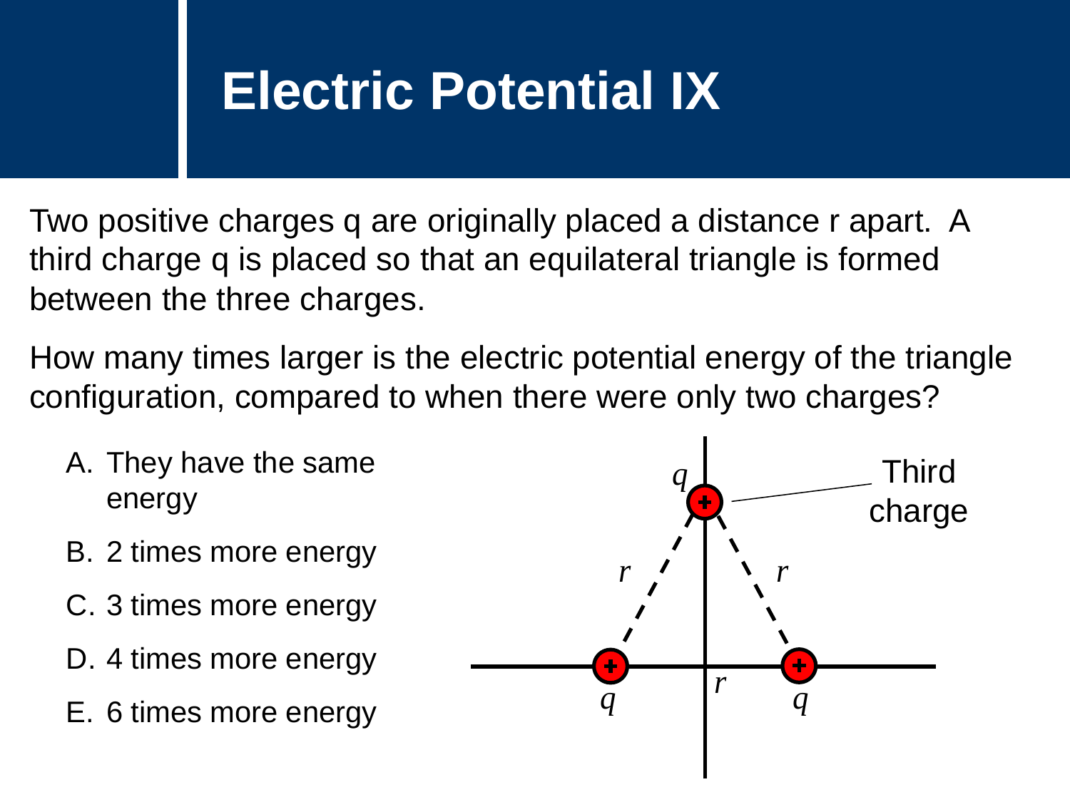# Electric Potential IX

Two positive charges q are originally placed a distance r apart. A third charge q is placed so that an equilateral triangle is formed between the three charges.

How many times larger is the electric potential energy of the triangle configuration, compared to when there were only two charges?

A. They have the same energy
B. 2 times more energy
C. 3 times more energy
D. 4 times more energy
E. 6 times more energy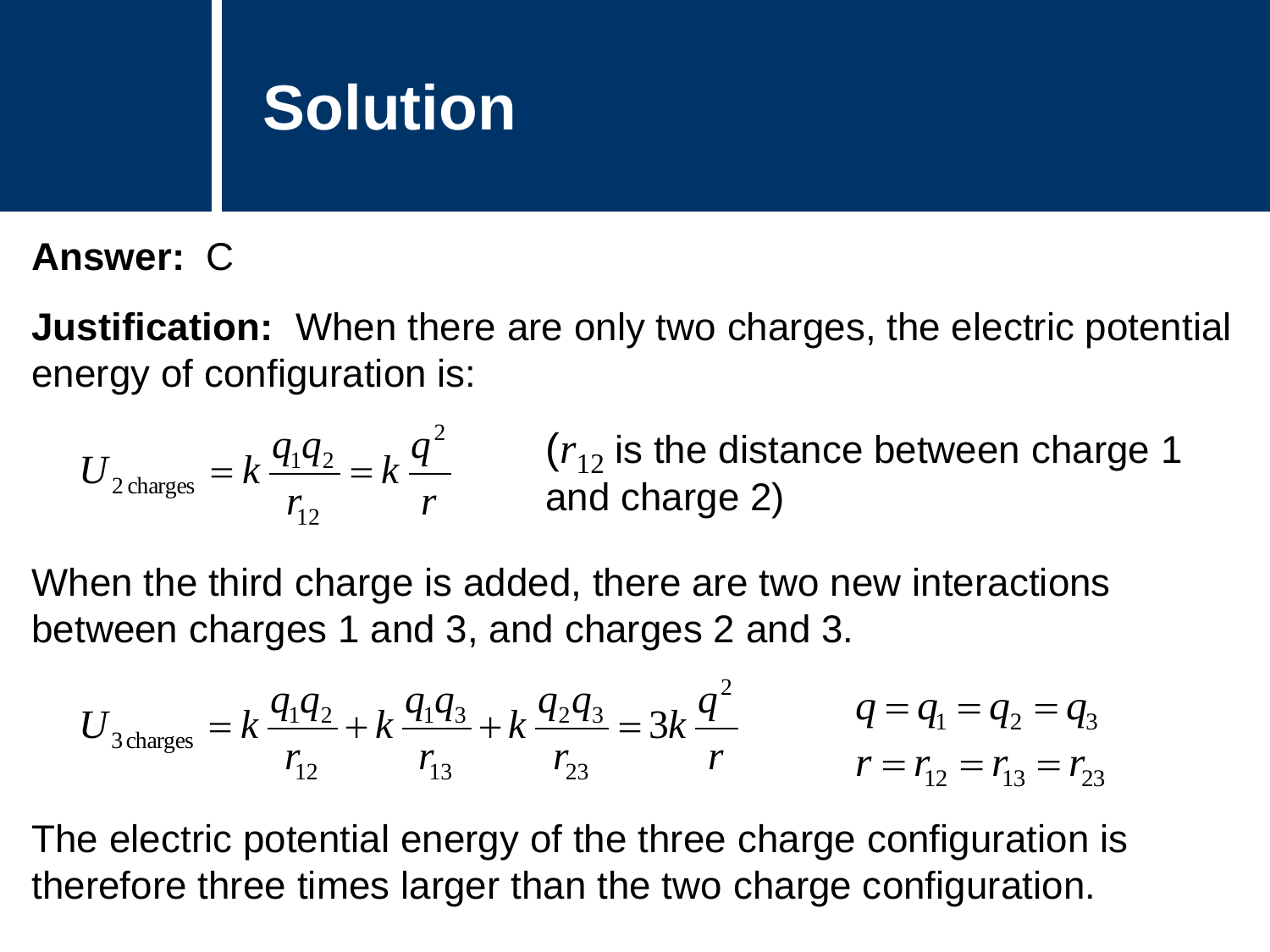# Solution

**Answer:** C

**Justification:** When there are only two charges, the electric potential energy of configuration is:

$$U_{2\,\text{charges}} = k\frac{q_1 q_2}{r_{12}} = k\frac{q^2}{r}$$

($r_{12}$ is the distance between charge 1 and charge 2)

When the third charge is added, there are two new interactions between charges 1 and 3, and charges 2 and 3.

$$U_{3\,\text{charges}} = k\frac{q_1 q_2}{r_{12}} + k\frac{q_1 q_3}{r_{13}} + k\frac{q_2 q_3}{r_{23}} = 3k\frac{q^2}{r}$$

$$q = q_1 = q_2 = q_3$$
$$r = r_{12} = r_{13} = r_{23}$$

The electric potential energy of the three charge configuration is therefore three times larger than the two charge configuration.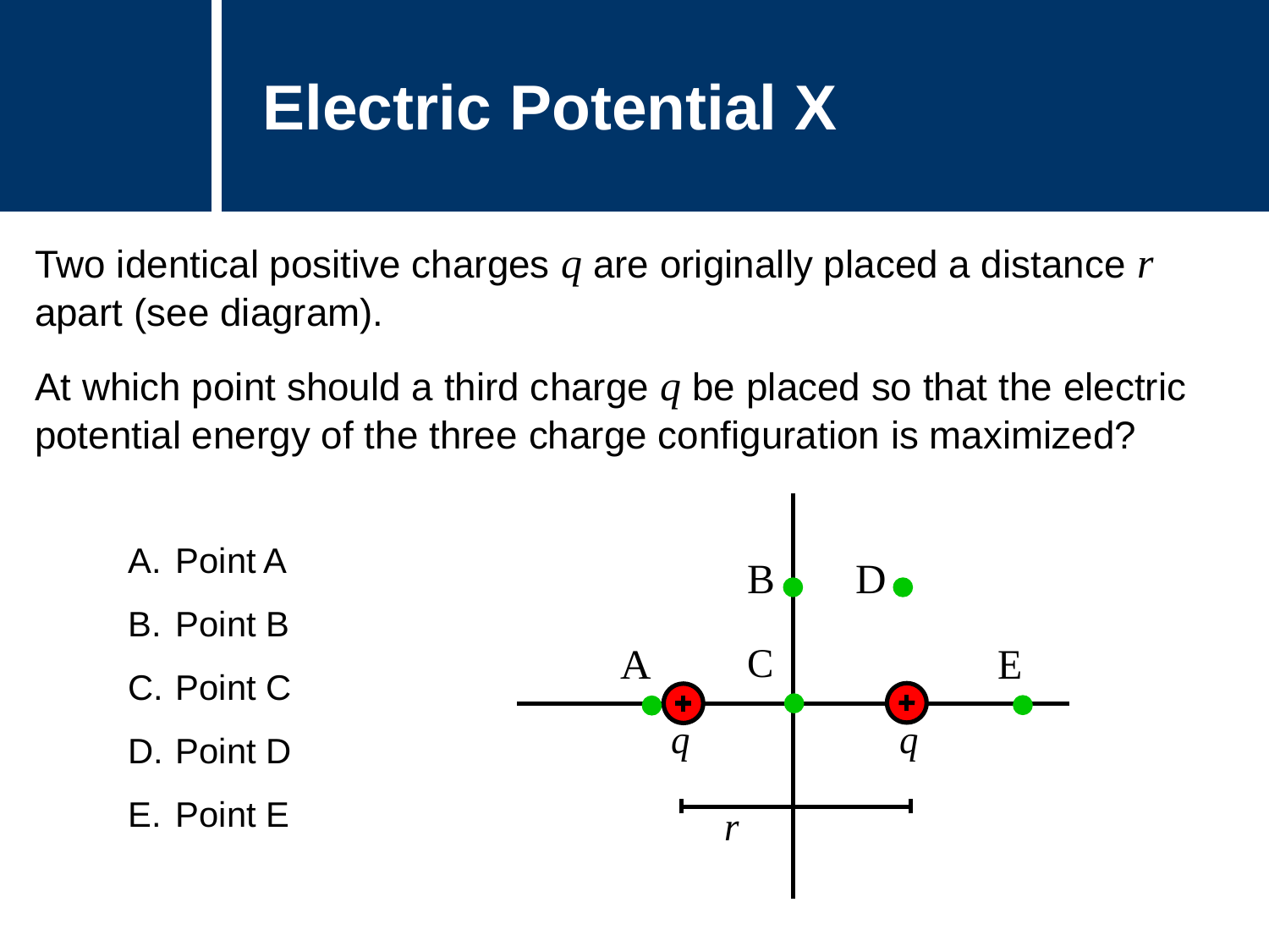# Electric Potential X

Two identical positive charges $q$ are originally placed a distance $r$ apart (see diagram).

At which point should a third charge $q$ be placed so that the electric potential energy of the three charge configuration is maximized?

A. Point A

B. Point B

C. Point C

D. Point D

E. Point E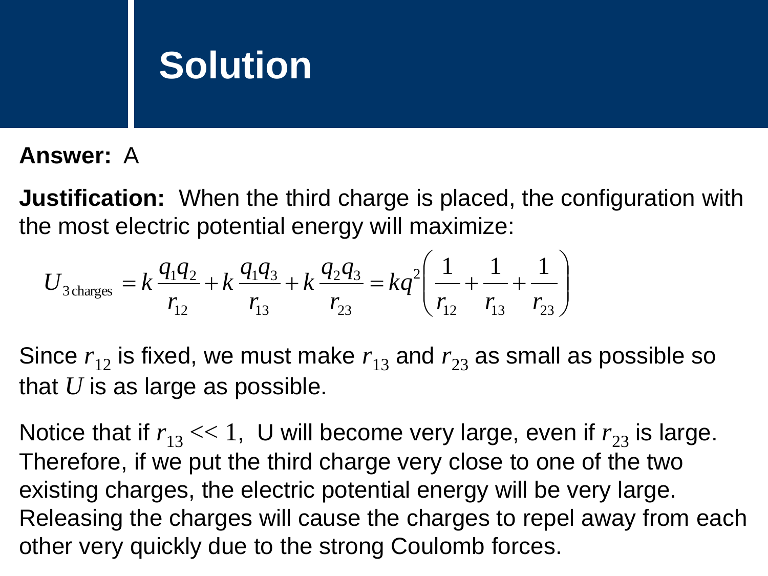# Solution

**Answer:** A

**Justification:** When the third charge is placed, the configuration with the most electric potential energy will maximize:

$$U_{3\,\text{charges}} = k\frac{q_1 q_2}{r_{12}} + k\frac{q_1 q_3}{r_{13}} + k\frac{q_2 q_3}{r_{23}} = kq^2\left(\frac{1}{r_{12}} + \frac{1}{r_{13}} + \frac{1}{r_{23}}\right)$$

Since $r_{12}$ is fixed, we must make $r_{13}$ and $r_{23}$ as small as possible so that $U$ is as large as possible.

Notice that if $r_{13} << 1$, U will become very large, even if $r_{23}$ is large. Therefore, if we put the third charge very close to one of the two existing charges, the electric potential energy will be very large. Releasing the charges will cause the charges to repel away from each other very quickly due to the strong Coulomb forces.